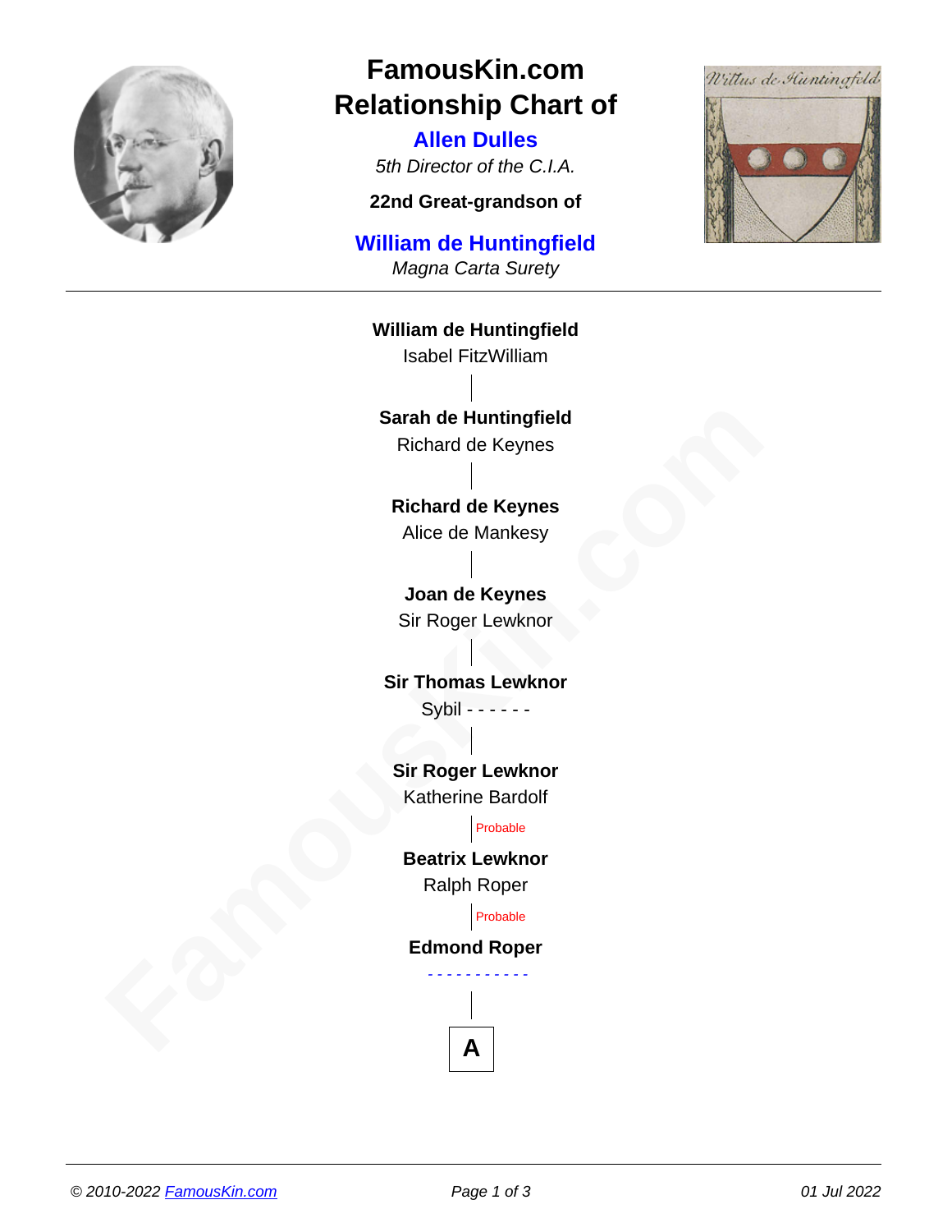# FamousKin.com Relationship Chart of

## Allen Dulles

*5th Director of the C.I.A.*

**22nd Great-grandson of**

## William de Huntingfield

*Magna Carta Surety*

---

**William de Huntingfield**
Isabel FitzWilliam

|

**Sarah de Huntingfield**
Richard de Keynes

|

**Richard de Keynes**
Alice de Mankesy

|

**Joan de Keynes**
Sir Roger Lewknor

|

**Sir Thomas Lewknor**
Sybil - - - - - -

|

**Sir Roger Lewknor**
Katherine Bardolf

| Probable

**Beatrix Lewknor**
Ralph Roper

| Probable

**Edmond Roper**
- - - - - - - - - - -

|

**A**

© 2010-2022 FamousKin.com

01 Jul 2022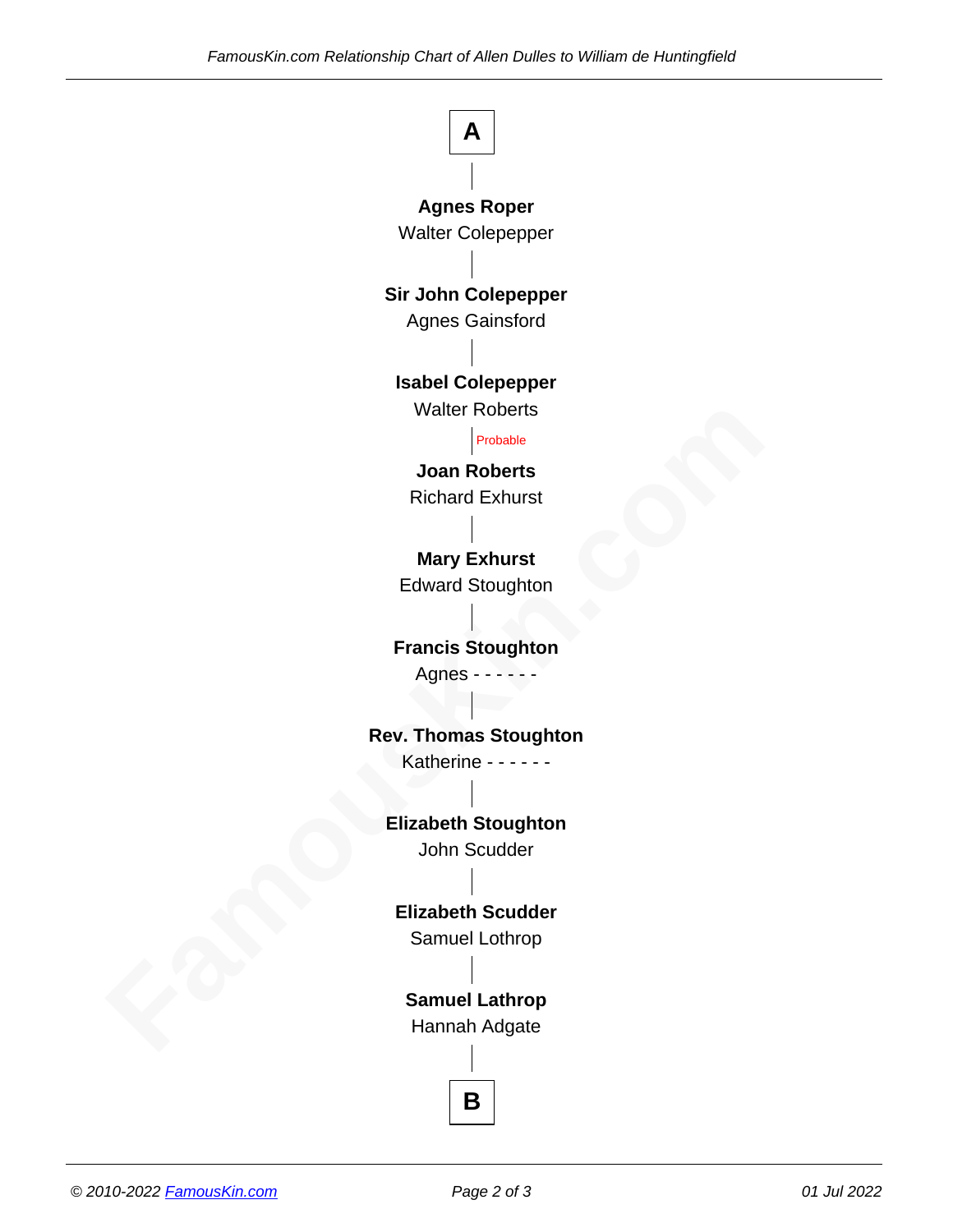**A**

**Agnes Roper**
Walter Colepepper

**Sir John Colepepper**
Agnes Gainsford

**Isabel Colepepper**
Walter Roberts

Probable

**Joan Roberts**
Richard Exhurst

**Mary Exhurst**
Edward Stoughton

**Francis Stoughton**
Agnes - - - - - -

**Rev. Thomas Stoughton**
Katherine - - - - - -

**Elizabeth Stoughton**
John Scudder

**Elizabeth Scudder**
Samuel Lothrop

**Samuel Lathrop**
Hannah Adgate

**B**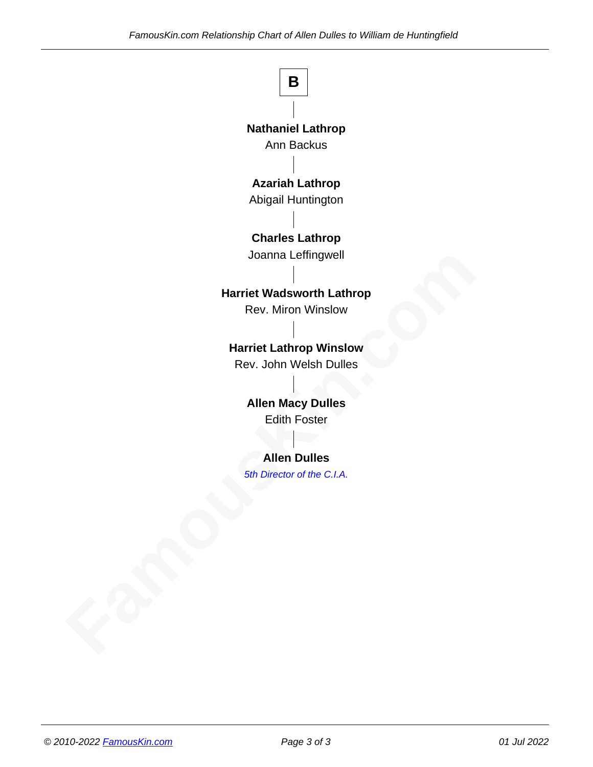**B**

**Nathaniel Lathrop**
Ann Backus

**Azariah Lathrop**
Abigail Huntington

**Charles Lathrop**
Joanna Leffingwell

**Harriet Wadsworth Lathrop**
Rev. Miron Winslow

**Harriet Lathrop Winslow**
Rev. John Welsh Dulles

**Allen Macy Dulles**
Edith Foster

**Allen Dulles**
*5th Director of the C.I.A.*